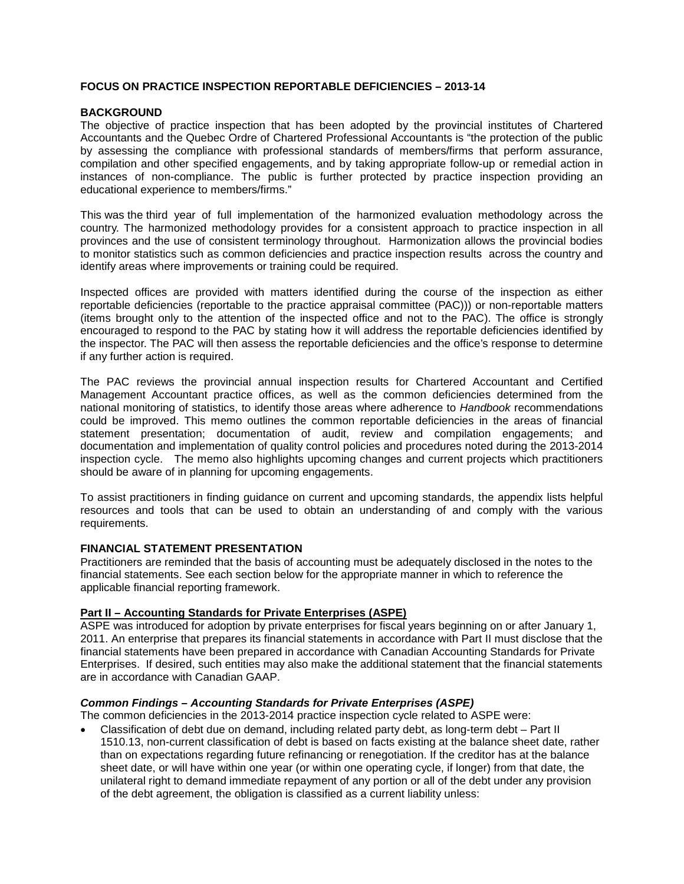# FOCUS ON PRACTICE INSPECTION REPORTABLE DEFICIENCIES – 2013-14

## BACKGROUND

The objective of practice inspection that has been adopted by the provincial institutes of Chartered Accountants and the Quebec Ordre of Chartered Professional Accountants is "the protection of the public by assessing the compliance with professional standards of members/firms that perform assurance, compilation and other specified engagements, and by taking appropriate follow-up or remedial action in instances of non-compliance. The public is further protected by practice inspection providing an educational experience to members/firms."

This was the third year of full implementation of the harmonized evaluation methodology across the country. The harmonized methodology provides for a consistent approach to practice inspection in all provinces and the use of consistent terminology throughout. Harmonization allows the provincial bodies to monitor statistics such as common deficiencies and practice inspection results across the country and identify areas where improvements or training could be required.

Inspected offices are provided with matters identified during the course of the inspection as either reportable deficiencies (reportable to the practice appraisal committee (PAC))) or non-reportable matters (items brought only to the attention of the inspected office and not to the PAC). The office is strongly encouraged to respond to the PAC by stating how it will address the reportable deficiencies identified by the inspector. The PAC will then assess the reportable deficiencies and the office's response to determine if any further action is required.

The PAC reviews the provincial annual inspection results for Chartered Accountant and Certified Management Accountant practice offices, as well as the common deficiencies determined from the national monitoring of statistics, to identify those areas where adherence to *Handbook* recommendations could be improved. This memo outlines the common reportable deficiencies in the areas of financial statement presentation; documentation of audit, review and compilation engagements; and documentation and implementation of quality control policies and procedures noted during the 2013-2014 inspection cycle. The memo also highlights upcoming changes and current projects which practitioners should be aware of in planning for upcoming engagements.

To assist practitioners in finding guidance on current and upcoming standards, the appendix lists helpful resources and tools that can be used to obtain an understanding of and comply with the various requirements.

## FINANCIAL STATEMENT PRESENTATION

Practitioners are reminded that the basis of accounting must be adequately disclosed in the notes to the financial statements. See each section below for the appropriate manner in which to reference the applicable financial reporting framework.

### Part II – Accounting Standards for Private Enterprises (ASPE)

ASPE was introduced for adoption by private enterprises for fiscal years beginning on or after January 1, 2011. An enterprise that prepares its financial statements in accordance with Part II must disclose that the financial statements have been prepared in accordance with Canadian Accounting Standards for Private Enterprises. If desired, such entities may also make the additional statement that the financial statements are in accordance with Canadian GAAP.

#### *Common Findings – Accounting Standards for Private Enterprises (ASPE)*

The common deficiencies in the 2013-2014 practice inspection cycle related to ASPE were:

- Classification of debt due on demand, including related party debt, as long-term debt – Part II 1510.13, non-current classification of debt is based on facts existing at the balance sheet date, rather than on expectations regarding future refinancing or renegotiation. If the creditor has at the balance sheet date, or will have within one year (or within one operating cycle, if longer) from that date, the unilateral right to demand immediate repayment of any portion or all of the debt under any provision of the debt agreement, the obligation is classified as a current liability unless: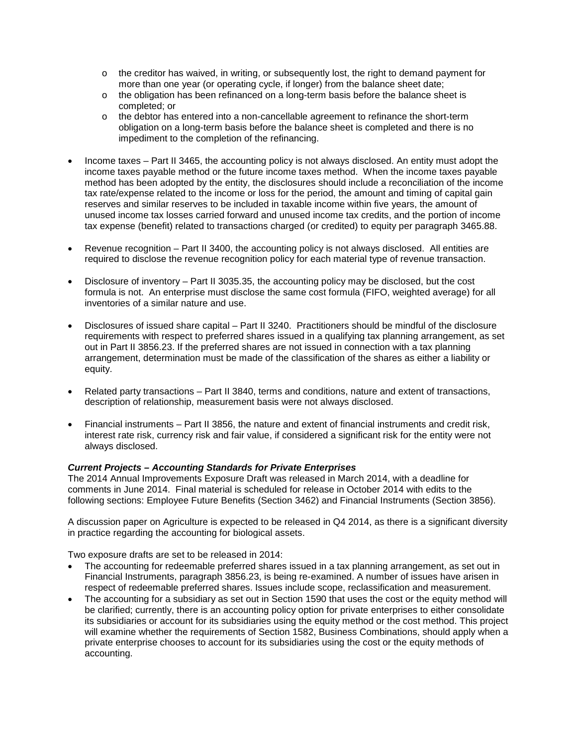- the creditor has waived, in writing, or subsequently lost, the right to demand payment for more than one year (or operating cycle, if longer) from the balance sheet date;
  - the obligation has been refinanced on a long-term basis before the balance sheet is completed; or
  - the debtor has entered into a non-cancellable agreement to refinance the short-term obligation on a long-term basis before the balance sheet is completed and there is no impediment to the completion of the refinancing.

- Income taxes – Part II 3465, the accounting policy is not always disclosed. An entity must adopt the income taxes payable method or the future income taxes method. When the income taxes payable method has been adopted by the entity, the disclosures should include a reconciliation of the income tax rate/expense related to the income or loss for the period, the amount and timing of capital gain reserves and similar reserves to be included in taxable income within five years, the amount of unused income tax losses carried forward and unused income tax credits, and the portion of income tax expense (benefit) related to transactions charged (or credited) to equity per paragraph 3465.88.

- Revenue recognition – Part II 3400, the accounting policy is not always disclosed. All entities are required to disclose the revenue recognition policy for each material type of revenue transaction.

- Disclosure of inventory – Part II 3035.35, the accounting policy may be disclosed, but the cost formula is not. An enterprise must disclose the same cost formula (FIFO, weighted average) for all inventories of a similar nature and use.

- Disclosures of issued share capital – Part II 3240. Practitioners should be mindful of the disclosure requirements with respect to preferred shares issued in a qualifying tax planning arrangement, as set out in Part II 3856.23. If the preferred shares are not issued in connection with a tax planning arrangement, determination must be made of the classification of the shares as either a liability or equity.

- Related party transactions – Part II 3840, terms and conditions, nature and extent of transactions, description of relationship, measurement basis were not always disclosed.

- Financial instruments – Part II 3856, the nature and extent of financial instruments and credit risk, interest rate risk, currency risk and fair value, if considered a significant risk for the entity were not always disclosed.

***Current Projects – Accounting Standards for Private Enterprises***

The 2014 Annual Improvements Exposure Draft was released in March 2014, with a deadline for comments in June 2014. Final material is scheduled for release in October 2014 with edits to the following sections: Employee Future Benefits (Section 3462) and Financial Instruments (Section 3856).

A discussion paper on Agriculture is expected to be released in Q4 2014, as there is a significant diversity in practice regarding the accounting for biological assets.

Two exposure drafts are set to be released in 2014:

- The accounting for redeemable preferred shares issued in a tax planning arrangement, as set out in Financial Instruments, paragraph 3856.23, is being re-examined. A number of issues have arisen in respect of redeemable preferred shares. Issues include scope, reclassification and measurement.
- The accounting for a subsidiary as set out in Section 1590 that uses the cost or the equity method will be clarified; currently, there is an accounting policy option for private enterprises to either consolidate its subsidiaries or account for its subsidiaries using the equity method or the cost method. This project will examine whether the requirements of Section 1582, Business Combinations, should apply when a private enterprise chooses to account for its subsidiaries using the cost or the equity methods of accounting.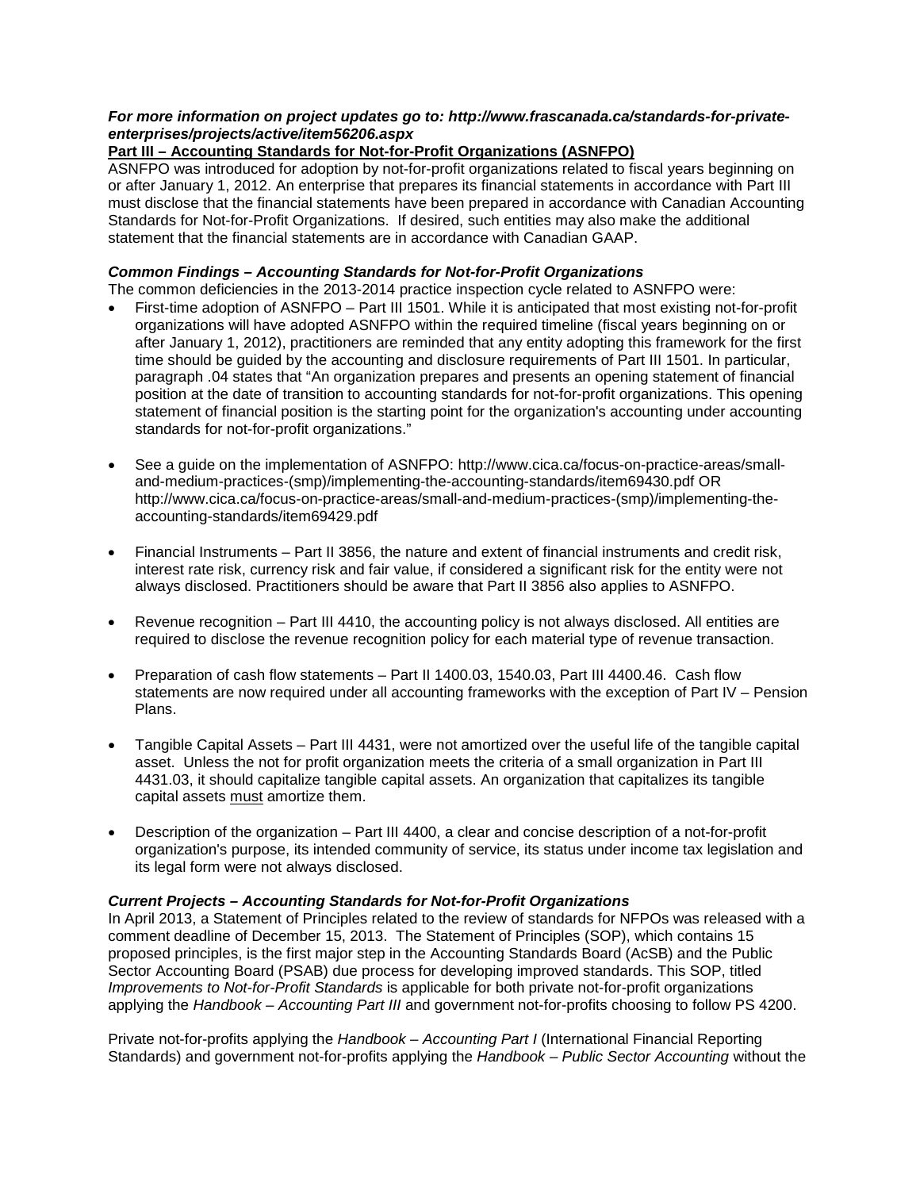***For more information on project updates go to: http://www.frascanada.ca/standards-for-private-enterprises/projects/active/item56206.aspx***

**Part III – Accounting Standards for Not-for-Profit Organizations (ASNFPO)**

ASNFPO was introduced for adoption by not-for-profit organizations related to fiscal years beginning on or after January 1, 2012. An enterprise that prepares its financial statements in accordance with Part III must disclose that the financial statements have been prepared in accordance with Canadian Accounting Standards for Not-for-Profit Organizations. If desired, such entities may also make the additional statement that the financial statements are in accordance with Canadian GAAP.

***Common Findings – Accounting Standards for Not-for-Profit Organizations***

The common deficiencies in the 2013-2014 practice inspection cycle related to ASNFPO were:

- First-time adoption of ASNFPO – Part III 1501. While it is anticipated that most existing not-for-profit organizations will have adopted ASNFPO within the required timeline (fiscal years beginning on or after January 1, 2012), practitioners are reminded that any entity adopting this framework for the first time should be guided by the accounting and disclosure requirements of Part III 1501. In particular, paragraph .04 states that "An organization prepares and presents an opening statement of financial position at the date of transition to accounting standards for not-for-profit organizations. This opening statement of financial position is the starting point for the organization's accounting under accounting standards for not-for-profit organizations."

- See a guide on the implementation of ASNFPO: http://www.cica.ca/focus-on-practice-areas/small-and-medium-practices-(smp)/implementing-the-accounting-standards/item69430.pdf OR http://www.cica.ca/focus-on-practice-areas/small-and-medium-practices-(smp)/implementing-the-accounting-standards/item69429.pdf

- Financial Instruments – Part II 3856, the nature and extent of financial instruments and credit risk, interest rate risk, currency risk and fair value, if considered a significant risk for the entity were not always disclosed. Practitioners should be aware that Part II 3856 also applies to ASNFPO.

- Revenue recognition – Part III 4410, the accounting policy is not always disclosed. All entities are required to disclose the revenue recognition policy for each material type of revenue transaction.

- Preparation of cash flow statements – Part II 1400.03, 1540.03, Part III 4400.46. Cash flow statements are now required under all accounting frameworks with the exception of Part IV – Pension Plans.

- Tangible Capital Assets – Part III 4431, were not amortized over the useful life of the tangible capital asset. Unless the not for profit organization meets the criteria of a small organization in Part III 4431.03, it should capitalize tangible capital assets. An organization that capitalizes its tangible capital assets must amortize them.

- Description of the organization – Part III 4400, a clear and concise description of a not-for-profit organization's purpose, its intended community of service, its status under income tax legislation and its legal form were not always disclosed.

***Current Projects – Accounting Standards for Not-for-Profit Organizations***

In April 2013, a Statement of Principles related to the review of standards for NFPOs was released with a comment deadline of December 15, 2013. The Statement of Principles (SOP), which contains 15 proposed principles, is the first major step in the Accounting Standards Board (AcSB) and the Public Sector Accounting Board (PSAB) due process for developing improved standards. This SOP, titled *Improvements to Not-for-Profit Standards* is applicable for both private not-for-profit organizations applying the *Handbook – Accounting Part III* and government not-for-profits choosing to follow PS 4200.

Private not-for-profits applying the *Handbook – Accounting Part I* (International Financial Reporting Standards) and government not-for-profits applying the *Handbook – Public Sector Accounting* without the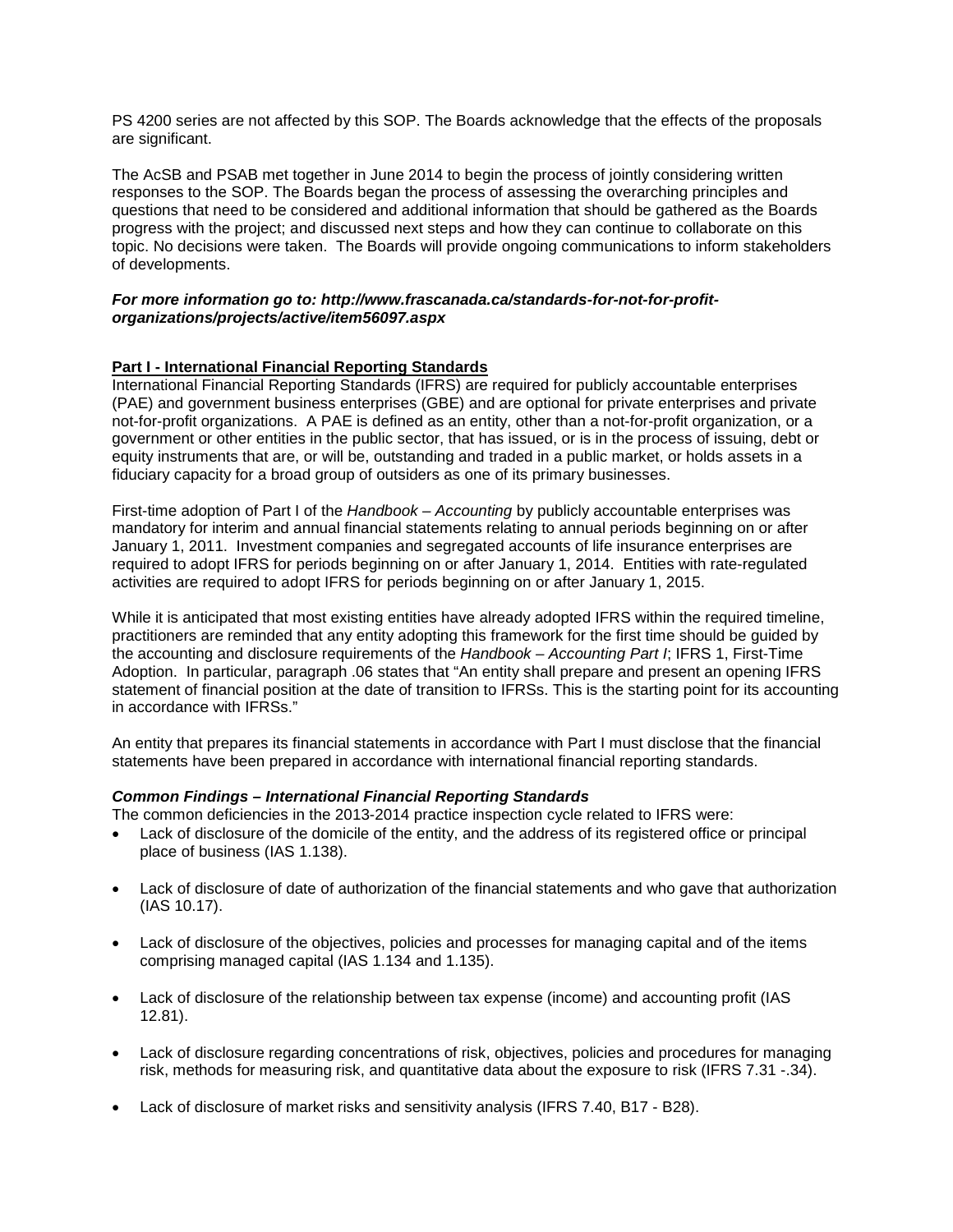PS 4200 series are not affected by this SOP. The Boards acknowledge that the effects of the proposals are significant.

The AcSB and PSAB met together in June 2014 to begin the process of jointly considering written responses to the SOP. The Boards began the process of assessing the overarching principles and questions that need to be considered and additional information that should be gathered as the Boards progress with the project; and discussed next steps and how they can continue to collaborate on this topic. No decisions were taken. The Boards will provide ongoing communications to inform stakeholders of developments.

***For more information go to: http://www.frascanada.ca/standards-for-not-for-profit-organizations/projects/active/item56097.aspx***

## Part I - International Financial Reporting Standards

International Financial Reporting Standards (IFRS) are required for publicly accountable enterprises (PAE) and government business enterprises (GBE) and are optional for private enterprises and private not-for-profit organizations. A PAE is defined as an entity, other than a not-for-profit organization, or a government or other entities in the public sector, that has issued, or is in the process of issuing, debt or equity instruments that are, or will be, outstanding and traded in a public market, or holds assets in a fiduciary capacity for a broad group of outsiders as one of its primary businesses.

First-time adoption of Part I of the *Handbook – Accounting* by publicly accountable enterprises was mandatory for interim and annual financial statements relating to annual periods beginning on or after January 1, 2011. Investment companies and segregated accounts of life insurance enterprises are required to adopt IFRS for periods beginning on or after January 1, 2014. Entities with rate-regulated activities are required to adopt IFRS for periods beginning on or after January 1, 2015.

While it is anticipated that most existing entities have already adopted IFRS within the required timeline, practitioners are reminded that any entity adopting this framework for the first time should be guided by the accounting and disclosure requirements of the *Handbook – Accounting Part I*; IFRS 1, First-Time Adoption. In particular, paragraph .06 states that "An entity shall prepare and present an opening IFRS statement of financial position at the date of transition to IFRSs. This is the starting point for its accounting in accordance with IFRSs."

An entity that prepares its financial statements in accordance with Part I must disclose that the financial statements have been prepared in accordance with international financial reporting standards.

### *Common Findings – International Financial Reporting Standards*

The common deficiencies in the 2013-2014 practice inspection cycle related to IFRS were:

- Lack of disclosure of the domicile of the entity, and the address of its registered office or principal place of business (IAS 1.138).
- Lack of disclosure of date of authorization of the financial statements and who gave that authorization (IAS 10.17).
- Lack of disclosure of the objectives, policies and processes for managing capital and of the items comprising managed capital (IAS 1.134 and 1.135).
- Lack of disclosure of the relationship between tax expense (income) and accounting profit (IAS 12.81).
- Lack of disclosure regarding concentrations of risk, objectives, policies and procedures for managing risk, methods for measuring risk, and quantitative data about the exposure to risk (IFRS 7.31 -.34).
- Lack of disclosure of market risks and sensitivity analysis (IFRS 7.40, B17 - B28).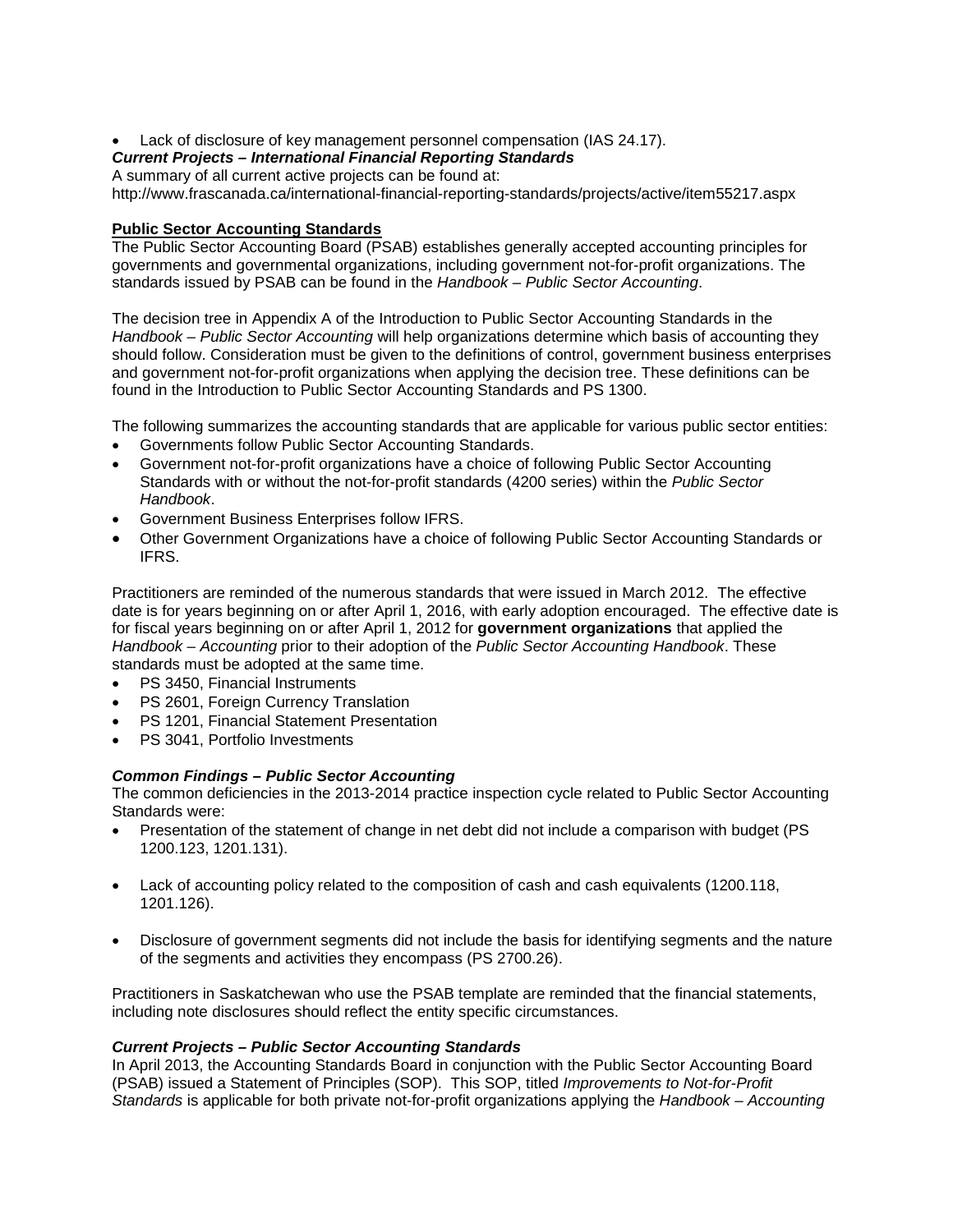- Lack of disclosure of key management personnel compensation (IAS 24.17).

***Current Projects – International Financial Reporting Standards***

A summary of all current active projects can be found at:
http://www.frascanada.ca/international-financial-reporting-standards/projects/active/item55217.aspx

## Public Sector Accounting Standards

The Public Sector Accounting Board (PSAB) establishes generally accepted accounting principles for governments and governmental organizations, including government not-for-profit organizations. The standards issued by PSAB can be found in the *Handbook – Public Sector Accounting*.

The decision tree in Appendix A of the Introduction to Public Sector Accounting Standards in the *Handbook – Public Sector Accounting* will help organizations determine which basis of accounting they should follow. Consideration must be given to the definitions of control, government business enterprises and government not-for-profit organizations when applying the decision tree. These definitions can be found in the Introduction to Public Sector Accounting Standards and PS 1300.

The following summarizes the accounting standards that are applicable for various public sector entities:

- Governments follow Public Sector Accounting Standards.
- Government not-for-profit organizations have a choice of following Public Sector Accounting Standards with or without the not-for-profit standards (4200 series) within the *Public Sector Handbook*.
- Government Business Enterprises follow IFRS.
- Other Government Organizations have a choice of following Public Sector Accounting Standards or IFRS.

Practitioners are reminded of the numerous standards that were issued in March 2012. The effective date is for years beginning on or after April 1, 2016, with early adoption encouraged. The effective date is for fiscal years beginning on or after April 1, 2012 for **government organizations** that applied the *Handbook – Accounting* prior to their adoption of the *Public Sector Accounting Handbook*. These standards must be adopted at the same time.

- PS 3450, Financial Instruments
- PS 2601, Foreign Currency Translation
- PS 1201, Financial Statement Presentation
- PS 3041, Portfolio Investments

***Common Findings – Public Sector Accounting***

The common deficiencies in the 2013-2014 practice inspection cycle related to Public Sector Accounting Standards were:

- Presentation of the statement of change in net debt did not include a comparison with budget (PS 1200.123, 1201.131).
- Lack of accounting policy related to the composition of cash and cash equivalents (1200.118, 1201.126).
- Disclosure of government segments did not include the basis for identifying segments and the nature of the segments and activities they encompass (PS 2700.26).

Practitioners in Saskatchewan who use the PSAB template are reminded that the financial statements, including note disclosures should reflect the entity specific circumstances.

***Current Projects – Public Sector Accounting Standards***

In April 2013, the Accounting Standards Board in conjunction with the Public Sector Accounting Board (PSAB) issued a Statement of Principles (SOP). This SOP, titled *Improvements to Not-for-Profit Standards* is applicable for both private not-for-profit organizations applying the *Handbook – Accounting*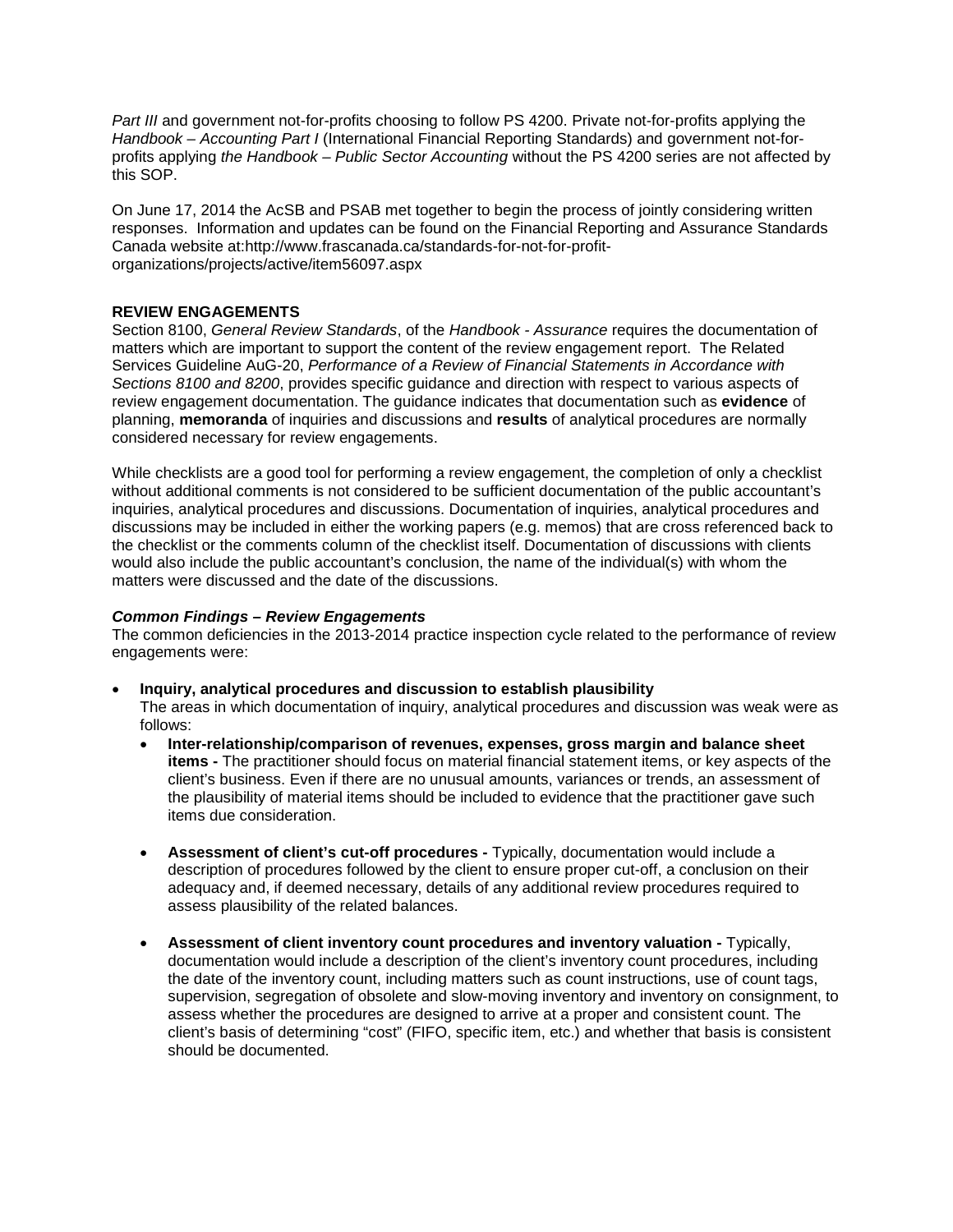*Part III* and government not-for-profits choosing to follow PS 4200. Private not-for-profits applying the *Handbook – Accounting Part I* (International Financial Reporting Standards) and government not-for-profits applying *the Handbook – Public Sector Accounting* without the PS 4200 series are not affected by this SOP.

On June 17, 2014 the AcSB and PSAB met together to begin the process of jointly considering written responses. Information and updates can be found on the Financial Reporting and Assurance Standards Canada website at:http://www.frascanada.ca/standards-for-not-for-profit-organizations/projects/active/item56097.aspx

## REVIEW ENGAGEMENTS

Section 8100, *General Review Standards*, of the *Handbook - Assurance* requires the documentation of matters which are important to support the content of the review engagement report. The Related Services Guideline AuG-20, *Performance of a Review of Financial Statements in Accordance with Sections 8100 and 8200*, provides specific guidance and direction with respect to various aspects of review engagement documentation. The guidance indicates that documentation such as **evidence** of planning, **memoranda** of inquiries and discussions and **results** of analytical procedures are normally considered necessary for review engagements.

While checklists are a good tool for performing a review engagement, the completion of only a checklist without additional comments is not considered to be sufficient documentation of the public accountant's inquiries, analytical procedures and discussions. Documentation of inquiries, analytical procedures and discussions may be included in either the working papers (e.g. memos) that are cross referenced back to the checklist or the comments column of the checklist itself. Documentation of discussions with clients would also include the public accountant's conclusion, the name of the individual(s) with whom the matters were discussed and the date of the discussions.

### *Common Findings – Review Engagements*

The common deficiencies in the 2013-2014 practice inspection cycle related to the performance of review engagements were:

- **Inquiry, analytical procedures and discussion to establish plausibility**
  The areas in which documentation of inquiry, analytical procedures and discussion was weak were as follows:
  - **Inter-relationship/comparison of revenues, expenses, gross margin and balance sheet items -** The practitioner should focus on material financial statement items, or key aspects of the client's business. Even if there are no unusual amounts, variances or trends, an assessment of the plausibility of material items should be included to evidence that the practitioner gave such items due consideration.
  - **Assessment of client's cut-off procedures -** Typically, documentation would include a description of procedures followed by the client to ensure proper cut-off, a conclusion on their adequacy and, if deemed necessary, details of any additional review procedures required to assess plausibility of the related balances.
  - **Assessment of client inventory count procedures and inventory valuation -** Typically, documentation would include a description of the client's inventory count procedures, including the date of the inventory count, including matters such as count instructions, use of count tags, supervision, segregation of obsolete and slow-moving inventory and inventory on consignment, to assess whether the procedures are designed to arrive at a proper and consistent count. The client's basis of determining "cost" (FIFO, specific item, etc.) and whether that basis is consistent should be documented.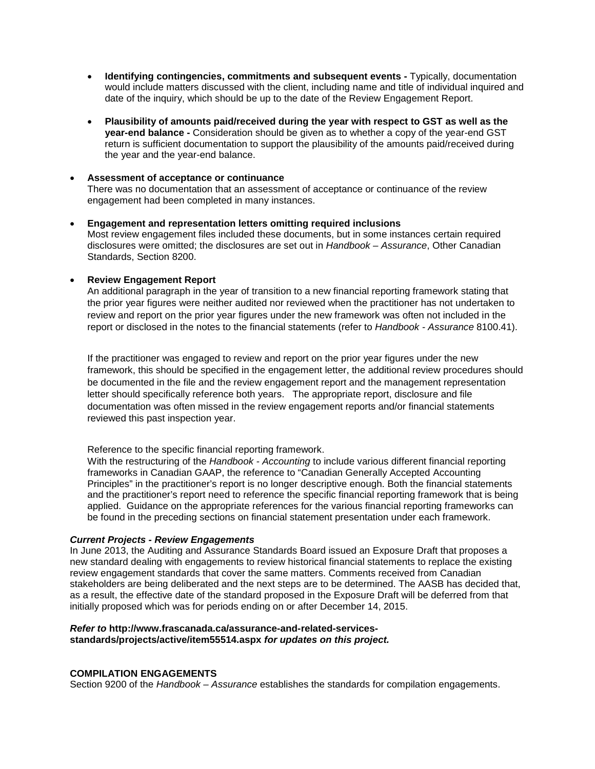- **Identifying contingencies, commitments and subsequent events -** Typically, documentation would include matters discussed with the client, including name and title of individual inquired and date of the inquiry, which should be up to the date of the Review Engagement Report.

- **Plausibility of amounts paid/received during the year with respect to GST as well as the year-end balance -** Consideration should be given as to whether a copy of the year-end GST return is sufficient documentation to support the plausibility of the amounts paid/received during the year and the year-end balance.

- **Assessment of acceptance or continuance**
  There was no documentation that an assessment of acceptance or continuance of the review engagement had been completed in many instances.

- **Engagement and representation letters omitting required inclusions**
  Most review engagement files included these documents, but in some instances certain required disclosures were omitted; the disclosures are set out in *Handbook – Assurance*, Other Canadian Standards, Section 8200.

- **Review Engagement Report**
  An additional paragraph in the year of transition to a new financial reporting framework stating that the prior year figures were neither audited nor reviewed when the practitioner has not undertaken to review and report on the prior year figures under the new framework was often not included in the report or disclosed in the notes to the financial statements (refer to *Handbook - Assurance* 8100.41).

  If the practitioner was engaged to review and report on the prior year figures under the new framework, this should be specified in the engagement letter, the additional review procedures should be documented in the file and the review engagement report and the management representation letter should specifically reference both years. The appropriate report, disclosure and file documentation was often missed in the review engagement reports and/or financial statements reviewed this past inspection year.

  Reference to the specific financial reporting framework.
  With the restructuring of the *Handbook - Accounting* to include various different financial reporting frameworks in Canadian GAAP, the reference to "Canadian Generally Accepted Accounting Principles" in the practitioner's report is no longer descriptive enough. Both the financial statements and the practitioner's report need to reference the specific financial reporting framework that is being applied. Guidance on the appropriate references for the various financial reporting frameworks can be found in the preceding sections on financial statement presentation under each framework.

***Current Projects - Review Engagements***

In June 2013, the Auditing and Assurance Standards Board issued an Exposure Draft that proposes a new standard dealing with engagements to review historical financial statements to replace the existing review engagement standards that cover the same matters. Comments received from Canadian stakeholders are being deliberated and the next steps are to be determined. The AASB has decided that, as a result, the effective date of the standard proposed in the Exposure Draft will be deferred from that initially proposed which was for periods ending on or after December 14, 2015.

***Refer to* http://www.frascanada.ca/assurance-and-related-services-standards/projects/active/item55514.aspx *for updates on this project.***

**COMPILATION ENGAGEMENTS**

Section 9200 of the *Handbook – Assurance* establishes the standards for compilation engagements.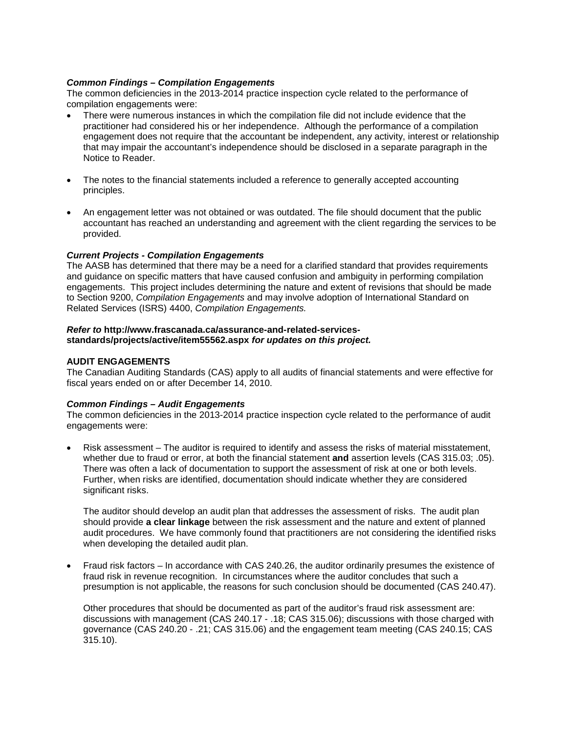### *Common Findings – Compilation Engagements*

The common deficiencies in the 2013-2014 practice inspection cycle related to the performance of compilation engagements were:

- There were numerous instances in which the compilation file did not include evidence that the practitioner had considered his or her independence. Although the performance of a compilation engagement does not require that the accountant be independent, any activity, interest or relationship that may impair the accountant's independence should be disclosed in a separate paragraph in the Notice to Reader.

- The notes to the financial statements included a reference to generally accepted accounting principles.

- An engagement letter was not obtained or was outdated. The file should document that the public accountant has reached an understanding and agreement with the client regarding the services to be provided.

### *Current Projects - Compilation Engagements*

The AASB has determined that there may be a need for a clarified standard that provides requirements and guidance on specific matters that have caused confusion and ambiguity in performing compilation engagements. This project includes determining the nature and extent of revisions that should be made to Section 9200, *Compilation Engagements* and may involve adoption of International Standard on Related Services (ISRS) 4400, *Compilation Engagements.*

***Refer to* http://www.frascanada.ca/assurance-and-related-services-standards/projects/active/item55562.aspx *for updates on this project.***

## AUDIT ENGAGEMENTS

The Canadian Auditing Standards (CAS) apply to all audits of financial statements and were effective for fiscal years ended on or after December 14, 2010.

### *Common Findings – Audit Engagements*

The common deficiencies in the 2013-2014 practice inspection cycle related to the performance of audit engagements were:

- Risk assessment – The auditor is required to identify and assess the risks of material misstatement, whether due to fraud or error, at both the financial statement **and** assertion levels (CAS 315.03; .05). There was often a lack of documentation to support the assessment of risk at one or both levels. Further, when risks are identified, documentation should indicate whether they are considered significant risks.

  The auditor should develop an audit plan that addresses the assessment of risks. The audit plan should provide **a clear linkage** between the risk assessment and the nature and extent of planned audit procedures. We have commonly found that practitioners are not considering the identified risks when developing the detailed audit plan.

- Fraud risk factors – In accordance with CAS 240.26, the auditor ordinarily presumes the existence of fraud risk in revenue recognition. In circumstances where the auditor concludes that such a presumption is not applicable, the reasons for such conclusion should be documented (CAS 240.47).

  Other procedures that should be documented as part of the auditor's fraud risk assessment are: discussions with management (CAS 240.17 - .18; CAS 315.06); discussions with those charged with governance (CAS 240.20 - .21; CAS 315.06) and the engagement team meeting (CAS 240.15; CAS 315.10).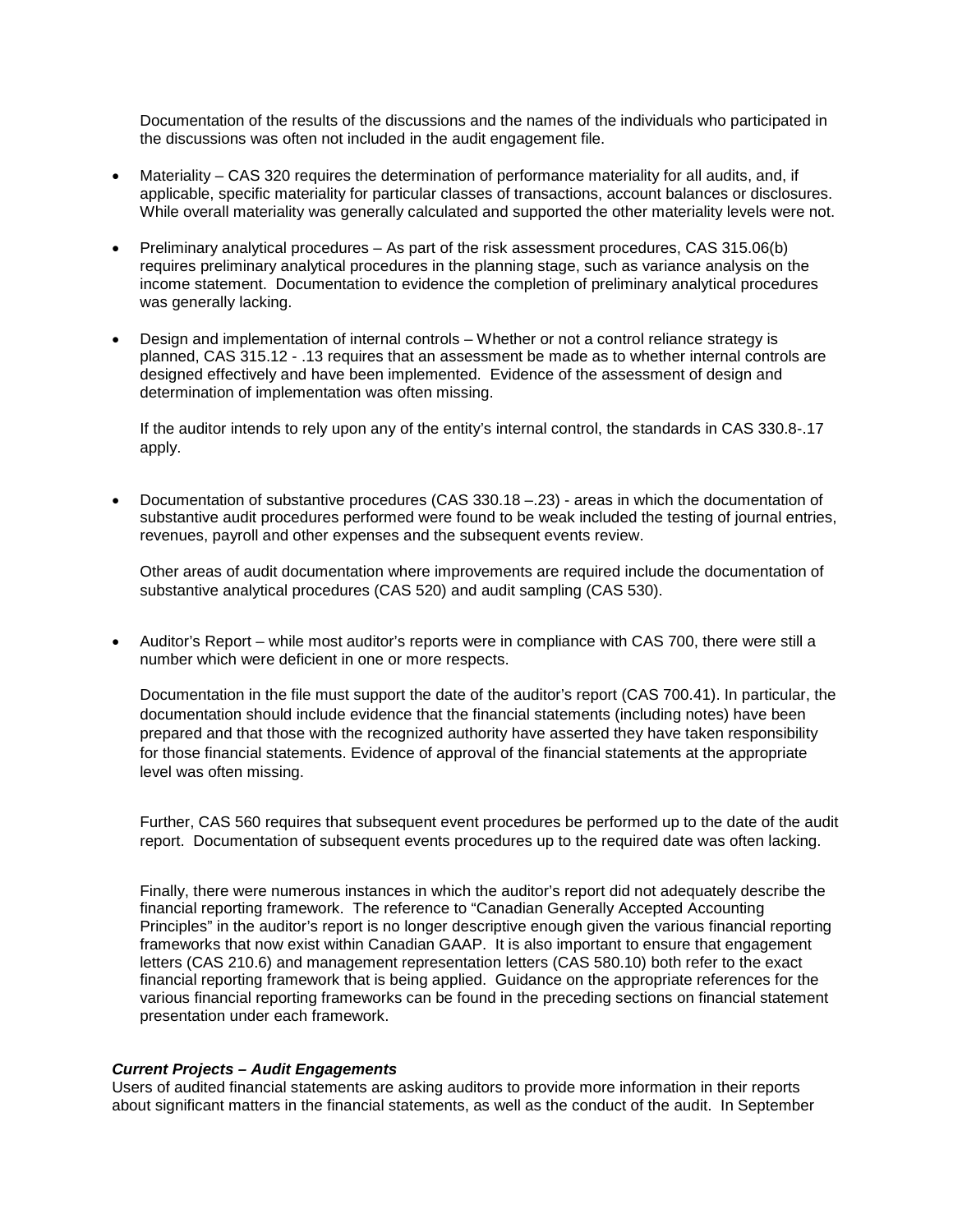Documentation of the results of the discussions and the names of the individuals who participated in the discussions was often not included in the audit engagement file.

- Materiality – CAS 320 requires the determination of performance materiality for all audits, and, if applicable, specific materiality for particular classes of transactions, account balances or disclosures. While overall materiality was generally calculated and supported the other materiality levels were not.

- Preliminary analytical procedures – As part of the risk assessment procedures, CAS 315.06(b) requires preliminary analytical procedures in the planning stage, such as variance analysis on the income statement. Documentation to evidence the completion of preliminary analytical procedures was generally lacking.

- Design and implementation of internal controls – Whether or not a control reliance strategy is planned, CAS 315.12 - .13 requires that an assessment be made as to whether internal controls are designed effectively and have been implemented. Evidence of the assessment of design and determination of implementation was often missing.

  If the auditor intends to rely upon any of the entity's internal control, the standards in CAS 330.8-.17 apply.

- Documentation of substantive procedures (CAS 330.18 –.23) - areas in which the documentation of substantive audit procedures performed were found to be weak included the testing of journal entries, revenues, payroll and other expenses and the subsequent events review.

  Other areas of audit documentation where improvements are required include the documentation of substantive analytical procedures (CAS 520) and audit sampling (CAS 530).

- Auditor's Report – while most auditor's reports were in compliance with CAS 700, there were still a number which were deficient in one or more respects.

  Documentation in the file must support the date of the auditor's report (CAS 700.41). In particular, the documentation should include evidence that the financial statements (including notes) have been prepared and that those with the recognized authority have asserted they have taken responsibility for those financial statements. Evidence of approval of the financial statements at the appropriate level was often missing.

  Further, CAS 560 requires that subsequent event procedures be performed up to the date of the audit report. Documentation of subsequent events procedures up to the required date was often lacking.

  Finally, there were numerous instances in which the auditor's report did not adequately describe the financial reporting framework. The reference to "Canadian Generally Accepted Accounting Principles" in the auditor's report is no longer descriptive enough given the various financial reporting frameworks that now exist within Canadian GAAP. It is also important to ensure that engagement letters (CAS 210.6) and management representation letters (CAS 580.10) both refer to the exact financial reporting framework that is being applied. Guidance on the appropriate references for the various financial reporting frameworks can be found in the preceding sections on financial statement presentation under each framework.

***Current Projects – Audit Engagements***

Users of audited financial statements are asking auditors to provide more information in their reports about significant matters in the financial statements, as well as the conduct of the audit. In September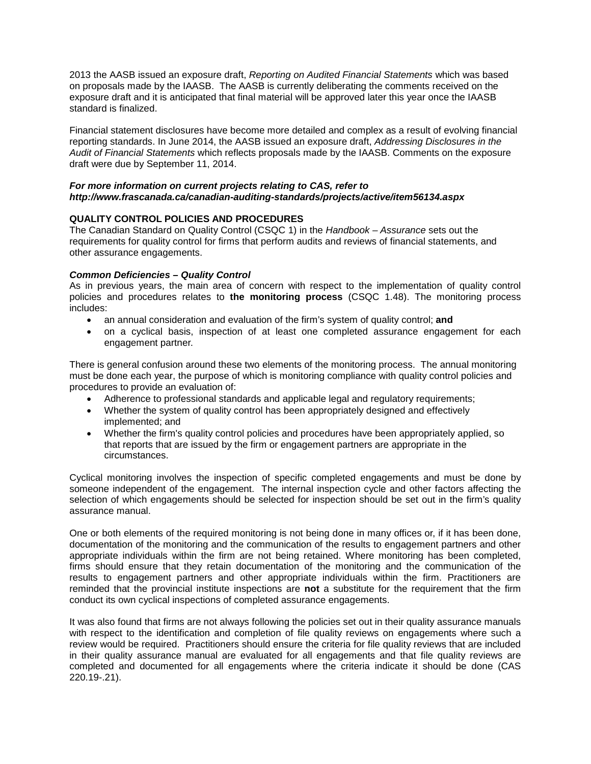2013 the AASB issued an exposure draft, *Reporting on Audited Financial Statements* which was based on proposals made by the IAASB. The AASB is currently deliberating the comments received on the exposure draft and it is anticipated that final material will be approved later this year once the IAASB standard is finalized.

Financial statement disclosures have become more detailed and complex as a result of evolving financial reporting standards. In June 2014, the AASB issued an exposure draft, *Addressing Disclosures in the Audit of Financial Statements* which reflects proposals made by the IAASB. Comments on the exposure draft were due by September 11, 2014.

***For more information on current projects relating to CAS, refer to http://www.frascanada.ca/canadian-auditing-standards/projects/active/item56134.aspx***

**QUALITY CONTROL POLICIES AND PROCEDURES**

The Canadian Standard on Quality Control (CSQC 1) in the *Handbook – Assurance* sets out the requirements for quality control for firms that perform audits and reviews of financial statements, and other assurance engagements.

***Common Deficiencies – Quality Control***

As in previous years, the main area of concern with respect to the implementation of quality control policies and procedures relates to **the monitoring process** (CSQC 1.48). The monitoring process includes:

- an annual consideration and evaluation of the firm's system of quality control; **and**
- on a cyclical basis, inspection of at least one completed assurance engagement for each engagement partner.

There is general confusion around these two elements of the monitoring process. The annual monitoring must be done each year, the purpose of which is monitoring compliance with quality control policies and procedures to provide an evaluation of:

- Adherence to professional standards and applicable legal and regulatory requirements;
- Whether the system of quality control has been appropriately designed and effectively implemented; and
- Whether the firm's quality control policies and procedures have been appropriately applied, so that reports that are issued by the firm or engagement partners are appropriate in the circumstances.

Cyclical monitoring involves the inspection of specific completed engagements and must be done by someone independent of the engagement. The internal inspection cycle and other factors affecting the selection of which engagements should be selected for inspection should be set out in the firm's quality assurance manual.

One or both elements of the required monitoring is not being done in many offices or, if it has been done, documentation of the monitoring and the communication of the results to engagement partners and other appropriate individuals within the firm are not being retained. Where monitoring has been completed, firms should ensure that they retain documentation of the monitoring and the communication of the results to engagement partners and other appropriate individuals within the firm. Practitioners are reminded that the provincial institute inspections are **not** a substitute for the requirement that the firm conduct its own cyclical inspections of completed assurance engagements.

It was also found that firms are not always following the policies set out in their quality assurance manuals with respect to the identification and completion of file quality reviews on engagements where such a review would be required. Practitioners should ensure the criteria for file quality reviews that are included in their quality assurance manual are evaluated for all engagements and that file quality reviews are completed and documented for all engagements where the criteria indicate it should be done (CAS 220.19-.21).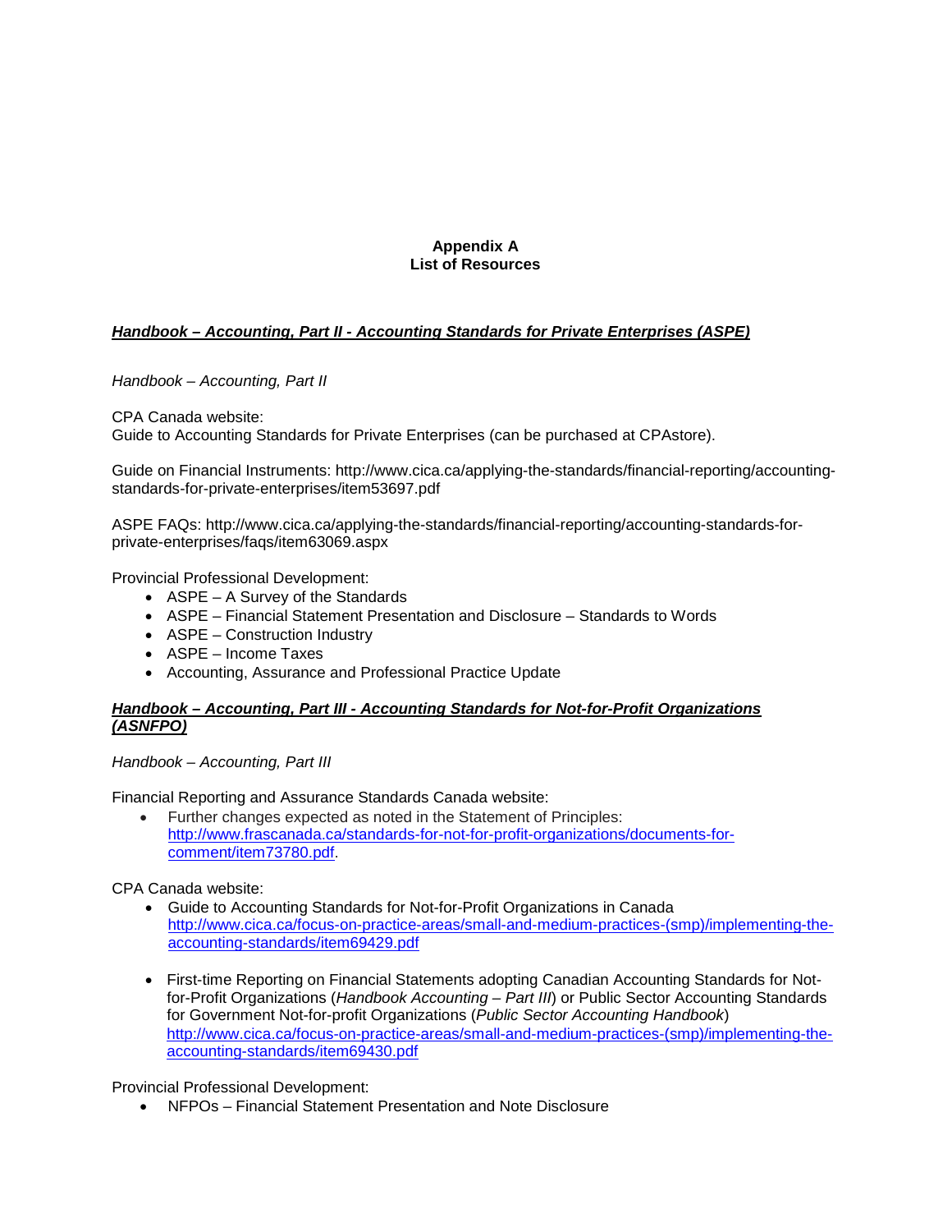# Appendix A
# List of Resources

***Handbook – Accounting, Part II - Accounting Standards for Private Enterprises (ASPE)***

*Handbook – Accounting, Part II*

CPA Canada website:
Guide to Accounting Standards for Private Enterprises (can be purchased at CPAstore).

Guide on Financial Instruments: http://www.cica.ca/applying-the-standards/financial-reporting/accounting-standards-for-private-enterprises/item53697.pdf

ASPE FAQs: http://www.cica.ca/applying-the-standards/financial-reporting/accounting-standards-for-private-enterprises/faqs/item63069.aspx

Provincial Professional Development:

- ASPE – A Survey of the Standards
- ASPE – Financial Statement Presentation and Disclosure – Standards to Words
- ASPE – Construction Industry
- ASPE – Income Taxes
- Accounting, Assurance and Professional Practice Update

***Handbook – Accounting, Part III - Accounting Standards for Not-for-Profit Organizations (ASNFPO)***

*Handbook – Accounting, Part III*

Financial Reporting and Assurance Standards Canada website:

- Further changes expected as noted in the Statement of Principles: http://www.frascanada.ca/standards-for-not-for-profit-organizations/documents-for-comment/item73780.pdf.

CPA Canada website:

- Guide to Accounting Standards for Not-for-Profit Organizations in Canada http://www.cica.ca/focus-on-practice-areas/small-and-medium-practices-(smp)/implementing-the-accounting-standards/item69429.pdf

- First-time Reporting on Financial Statements adopting Canadian Accounting Standards for Not-for-Profit Organizations (*Handbook Accounting – Part III*) or Public Sector Accounting Standards for Government Not-for-profit Organizations (*Public Sector Accounting Handbook*) http://www.cica.ca/focus-on-practice-areas/small-and-medium-practices-(smp)/implementing-the-accounting-standards/item69430.pdf

Provincial Professional Development:

- NFPOs – Financial Statement Presentation and Note Disclosure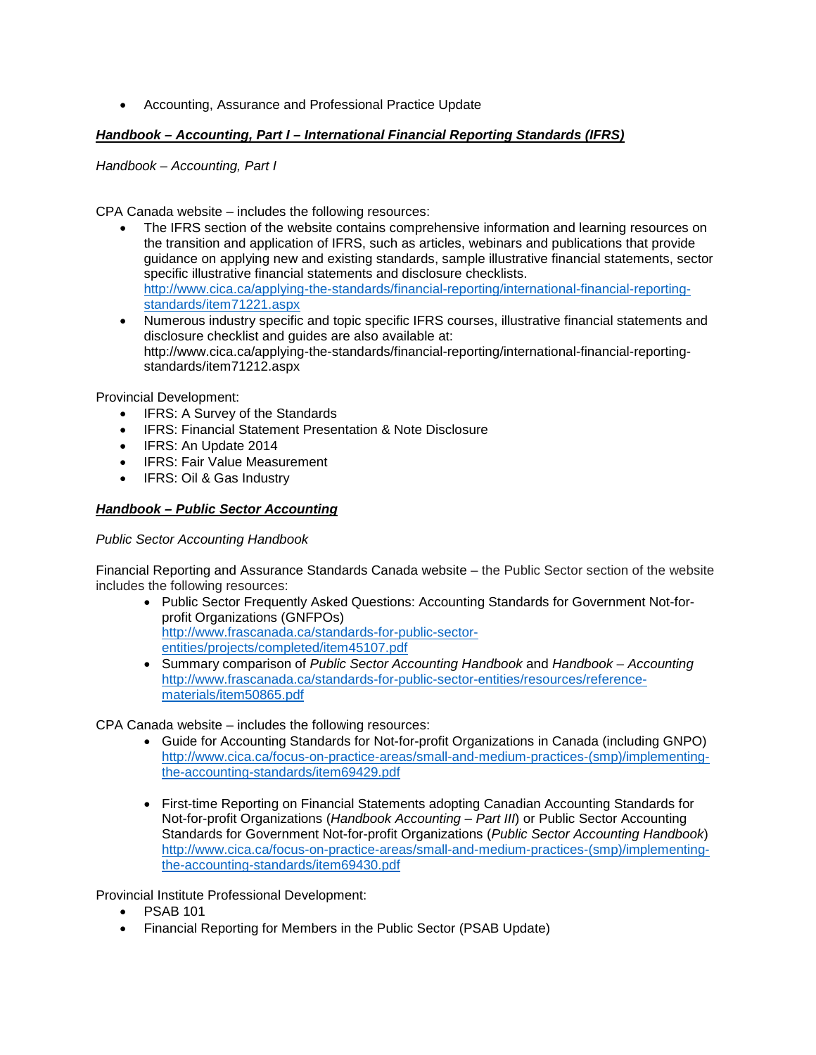- Accounting, Assurance and Professional Practice Update

***Handbook – Accounting, Part I – International Financial Reporting Standards (IFRS)***

*Handbook – Accounting, Part I*

CPA Canada website – includes the following resources:

- The IFRS section of the website contains comprehensive information and learning resources on the transition and application of IFRS, such as articles, webinars and publications that provide guidance on applying new and existing standards, sample illustrative financial statements, sector specific illustrative financial statements and disclosure checklists. [http://www.cica.ca/applying-the-standards/financial-reporting/international-financial-reporting-standards/item71221.aspx](http://www.cica.ca/applying-the-standards/financial-reporting/international-financial-reporting-standards/item71221.aspx)
- Numerous industry specific and topic specific IFRS courses, illustrative financial statements and disclosure checklist and guides are also available at: http://www.cica.ca/applying-the-standards/financial-reporting/international-financial-reporting-standards/item71212.aspx

Provincial Development:

- IFRS: A Survey of the Standards
- IFRS: Financial Statement Presentation & Note Disclosure
- IFRS: An Update 2014
- IFRS: Fair Value Measurement
- IFRS: Oil & Gas Industry

***Handbook – Public Sector Accounting***

*Public Sector Accounting Handbook*

Financial Reporting and Assurance Standards Canada website – the Public Sector section of the website includes the following resources:

- Public Sector Frequently Asked Questions: Accounting Standards for Government Not-for-profit Organizations (GNFPOs) [http://www.frascanada.ca/standards-for-public-sector-entities/projects/completed/item45107.pdf](http://www.frascanada.ca/standards-for-public-sector-entities/projects/completed/item45107.pdf)
- Summary comparison of *Public Sector Accounting Handbook* and *Handbook – Accounting* [http://www.frascanada.ca/standards-for-public-sector-entities/resources/reference-materials/item50865.pdf](http://www.frascanada.ca/standards-for-public-sector-entities/resources/reference-materials/item50865.pdf)

CPA Canada website – includes the following resources:

- Guide for Accounting Standards for Not-for-profit Organizations in Canada (including GNPO) [http://www.cica.ca/focus-on-practice-areas/small-and-medium-practices-(smp)/implementing-the-accounting-standards/item69429.pdf](http://www.cica.ca/focus-on-practice-areas/small-and-medium-practices-(smp)/implementing-the-accounting-standards/item69429.pdf)

- First-time Reporting on Financial Statements adopting Canadian Accounting Standards for Not-for-profit Organizations (*Handbook Accounting – Part III*) or Public Sector Accounting Standards for Government Not-for-profit Organizations (*Public Sector Accounting Handbook*) [http://www.cica.ca/focus-on-practice-areas/small-and-medium-practices-(smp)/implementing-the-accounting-standards/item69430.pdf](http://www.cica.ca/focus-on-practice-areas/small-and-medium-practices-(smp)/implementing-the-accounting-standards/item69430.pdf)

Provincial Institute Professional Development:

- PSAB 101
- Financial Reporting for Members in the Public Sector (PSAB Update)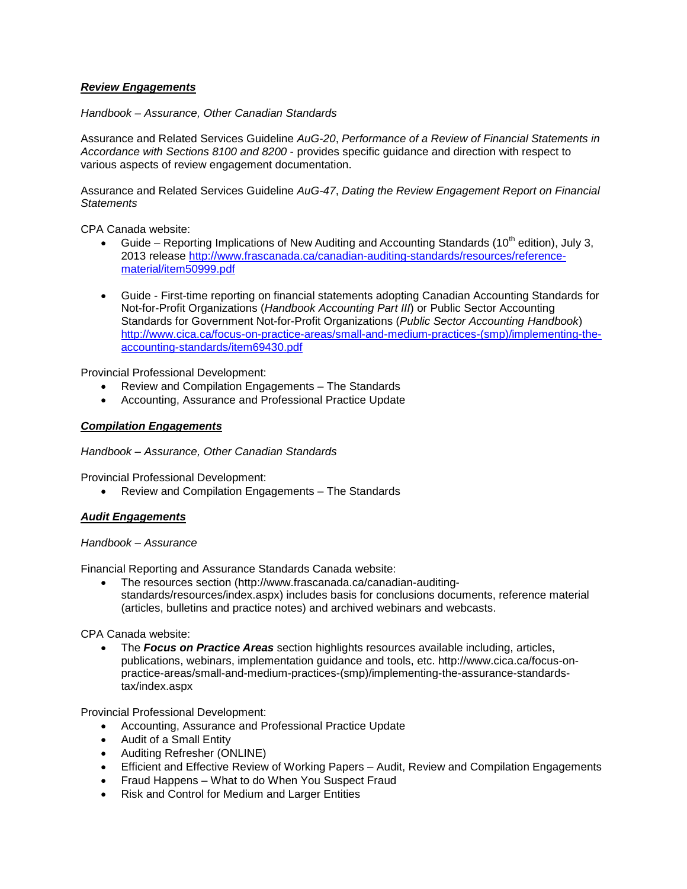***Review Engagements***

*Handbook – Assurance, Other Canadian Standards*

Assurance and Related Services Guideline *AuG-20*, *Performance of a Review of Financial Statements in Accordance with Sections 8100 and 8200* - provides specific guidance and direction with respect to various aspects of review engagement documentation.

Assurance and Related Services Guideline *AuG-47*, *Dating the Review Engagement Report on Financial Statements*

CPA Canada website:

- Guide – Reporting Implications of New Auditing and Accounting Standards (10th edition), July 3, 2013 release [http://www.frascanada.ca/canadian-auditing-standards/resources/reference-material/item50999.pdf](http://www.frascanada.ca/canadian-auditing-standards/resources/reference-material/item50999.pdf)

- Guide - First-time reporting on financial statements adopting Canadian Accounting Standards for Not-for-Profit Organizations (*Handbook Accounting Part III*) or Public Sector Accounting Standards for Government Not-for-Profit Organizations (*Public Sector Accounting Handbook*) [http://www.cica.ca/focus-on-practice-areas/small-and-medium-practices-(smp)/implementing-the-accounting-standards/item69430.pdf](http://www.cica.ca/focus-on-practice-areas/small-and-medium-practices-(smp)/implementing-the-accounting-standards/item69430.pdf)

Provincial Professional Development:

- Review and Compilation Engagements – The Standards
- Accounting, Assurance and Professional Practice Update

***Compilation Engagements***

*Handbook – Assurance, Other Canadian Standards*

Provincial Professional Development:

- Review and Compilation Engagements – The Standards

***Audit Engagements***

*Handbook – Assurance*

Financial Reporting and Assurance Standards Canada website:

- The resources section (http://www.frascanada.ca/canadian-auditing-standards/resources/index.aspx) includes basis for conclusions documents, reference material (articles, bulletins and practice notes) and archived webinars and webcasts.

CPA Canada website:

- The ***Focus on Practice Areas*** section highlights resources available including, articles, publications, webinars, implementation guidance and tools, etc. http://www.cica.ca/focus-on-practice-areas/small-and-medium-practices-(smp)/implementing-the-assurance-standards-tax/index.aspx

Provincial Professional Development:

- Accounting, Assurance and Professional Practice Update
- Audit of a Small Entity
- Auditing Refresher (ONLINE)
- Efficient and Effective Review of Working Papers – Audit, Review and Compilation Engagements
- Fraud Happens – What to do When You Suspect Fraud
- Risk and Control for Medium and Larger Entities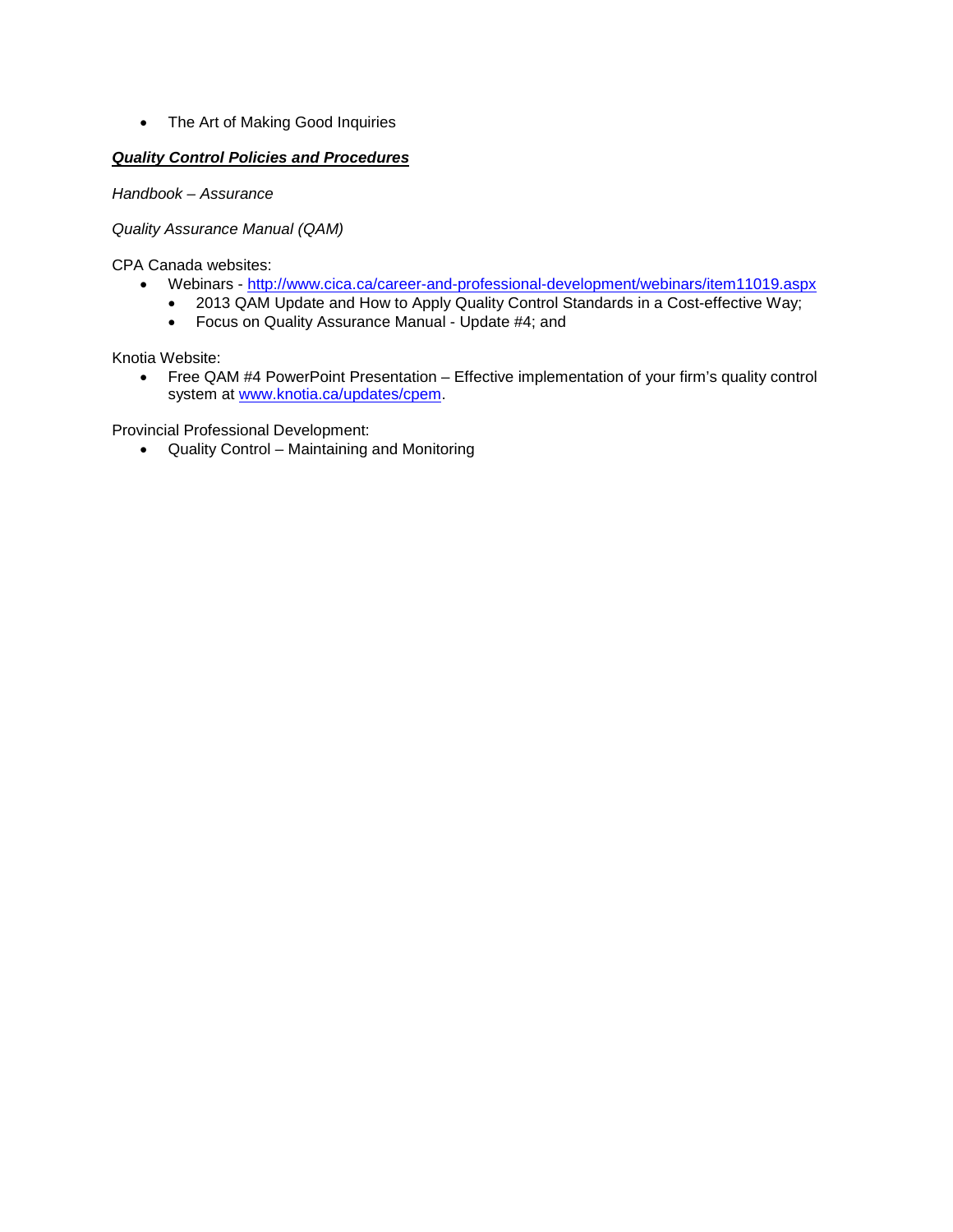- The Art of Making Good Inquiries

***Quality Control Policies and Procedures***

*Handbook – Assurance*

*Quality Assurance Manual (QAM)*

CPA Canada websites:

- Webinars - http://www.cica.ca/career-and-professional-development/webinars/item11019.aspx
  - 2013 QAM Update and How to Apply Quality Control Standards in a Cost-effective Way;
  - Focus on Quality Assurance Manual - Update #4; and

Knotia Website:

- Free QAM #4 PowerPoint Presentation – Effective implementation of your firm's quality control system at www.knotia.ca/updates/cpem.

Provincial Professional Development:

- Quality Control – Maintaining and Monitoring